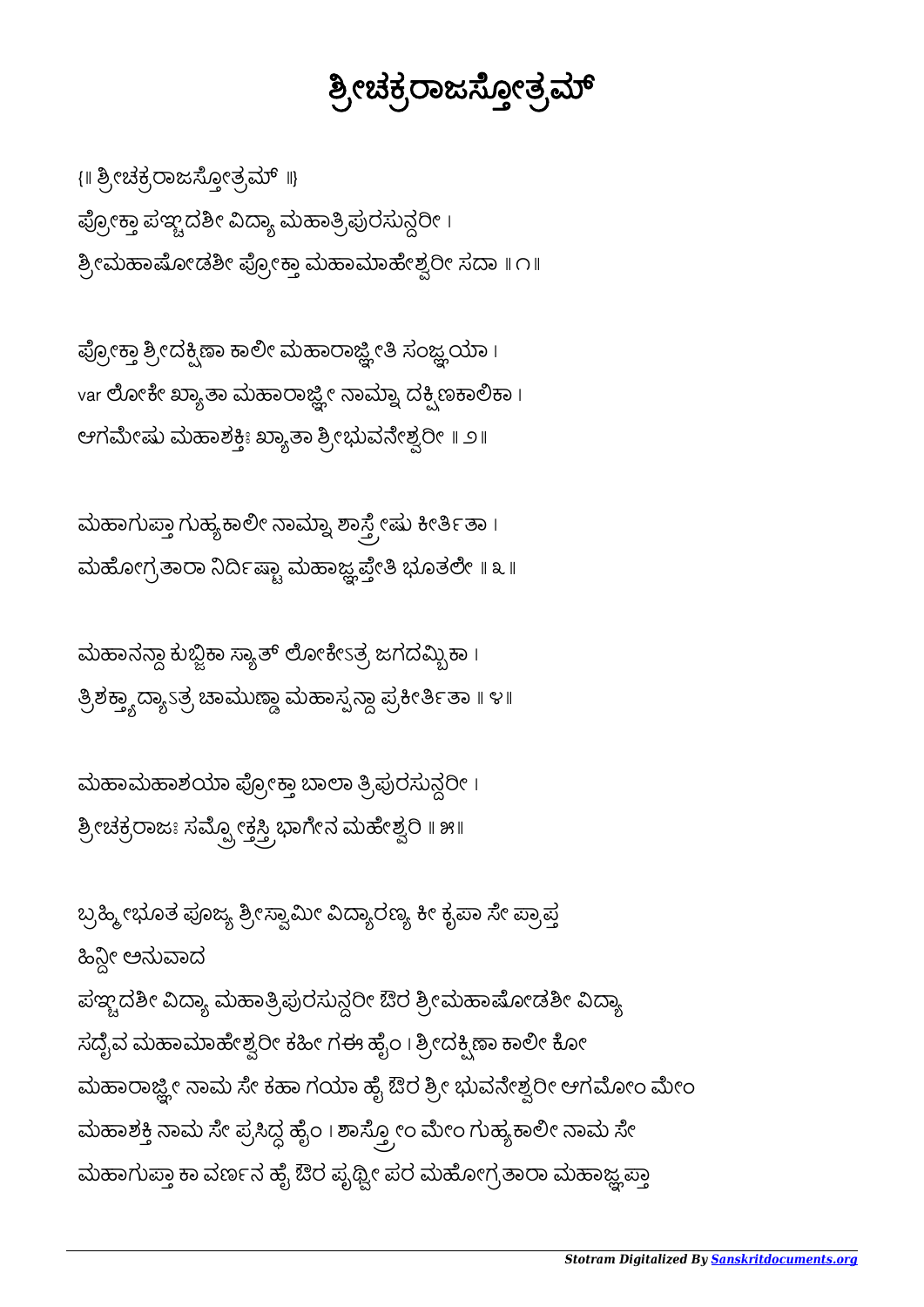# ಶ್ರೀಚಕ್ರರಾಜಸ್ತೋತ್ರಮ್

{॥ ಶ್ರೀಚಕ್ರರಾಜಸ್ತೋತ್ರಮ್ ॥}

ಪ್ರೋಕ್ತಾ ಪಞ್ಚದಶೀ ವಿದ್ಯಾ ಮಹಾತ್ರಿಪುರಸುನ್ದರೀ ।
ಶ್ರೀಮಹಾಷೋಡಶೀ ಪ್ರೋಕ್ತಾ ಮಹಾಮಾಹೇಶ್ವರೀ ಸದಾ ॥ ೧॥

ಪ್ರೋಕ್ತಾ ಶ್ರೀದಕ್ಷಿಣಾ ಕಾಲೀ ಮಹಾರಾಜ್ಞೀತಿ ಸಂಜ್ಞಯಾ ।
var ಲೋಕೇ ಖ್ಯಾತಾ ಮಹಾರಾಜ್ಞೀ ನಾಮ್ನಾ ದಕ್ಷಿಣಕಾಲಿಕಾ ।
ಆಗಮೇಷು ಮಹಾಶಕ್ತಿಃ ಖ್ಯಾತಾ ಶ್ರೀಭುವನೇಶ್ವರೀ ॥ ೨॥

ಮಹಾಗುಪ್ತಾ ಗುಹ್ಯಕಾಲೀ ನಾಮ್ನಾ ಶಾಸ್ತ್ರೇಷು ಕೀರ್ತಿತಾ ।
ಮಹೋಗ್ರತಾರಾ ನಿರ್ದಿಷ್ಟಾ ಮಹಾಜ್ಞಪ್ತೇತಿ ಭೂತಲೇ ॥ ೩॥

ಮಹಾನನ್ದಾ ಕುಬ್ಜಿಕಾ ಸ್ಯಾತ್ ಲೋಕೇಽತ್ರ ಜಗದಮ್ಬಿಕಾ ।
ತ್ರಿಶಕ್ತ್ಯಾದ್ಯಾಽತ್ರ ಚಾಮುಣ್ಡಾ ಮಹಾಸ್ಪನ್ದಾ ಪ್ರಕೀರ್ತಿತಾ ॥ ೪॥

ಮಹಾಮಹಾಶಯಾ ಪ್ರೋಕ್ತಾ ಬಾಲಾ ತ್ರಿಪುರಸುನ್ದರೀ ।
ಶ್ರೀಚಕ್ರರಾಜಃ ಸಮ್ಪ್ರೋಕ್ತಸ್ತ್ರಿಭಾಗೇನ ಮಹೇಶ್ವರಿ ॥ ೫॥

ಬ್ರಹ್ಮೀಭೂತ ಪೂಜ್ಯ ಶ್ರೀಸ್ವಾಮೀ ವಿದ್ಯಾರಣ್ಯ ಕೀ ಕೃಪಾ ಸೇ ಪ್ರಾಪ್ತ
ಹಿನ್ದೀ ಅನುವಾದ
ಪಞ್ಚದಶೀ ವಿದ್ಯಾ ಮಹಾತ್ರಿಪುರಸುನ್ದರೀ ಔರ ಶ್ರೀಮಹಾಷೋಡಶೀ ವಿದ್ಯಾ ಸದೈವ ಮಹಾಮಾಹೇಶ್ವರೀ ಕಹೀ ಗಈ ಹೈಂ । ಶ್ರೀದಕ್ಷಿಣಾ ಕಾಲೀ ಕೋ ಮಹಾರಾಜ್ಞೀ ನಾಮ ಸೇ ಕಹಾ ಗಯಾ ಹೈ ಔರ ಶ್ರೀ ಭುವನೇಶ್ವರೀ ಆಗಮೋಂ ಮೇಂ ಮಹಾಶಕ್ತಿ ನಾಮ ಸೇ ಪ್ರಸಿದ್ಧ ಹೈಂ । ಶಾಸ್ತ್ರೋಂ ಮೇಂ ಗುಹ್ಯಕಾಲೀ ನಾಮ ಸೇ ಮಹಾಗುಪ್ತಾ ಕಾ ವರ್ಣನ ಹೈ ಔರ ಪೃಥ್ವೀ ಪರ ಮಹೋಗ್ರತಾರಾ ಮಹಾಜ್ಞಪ್ತಾ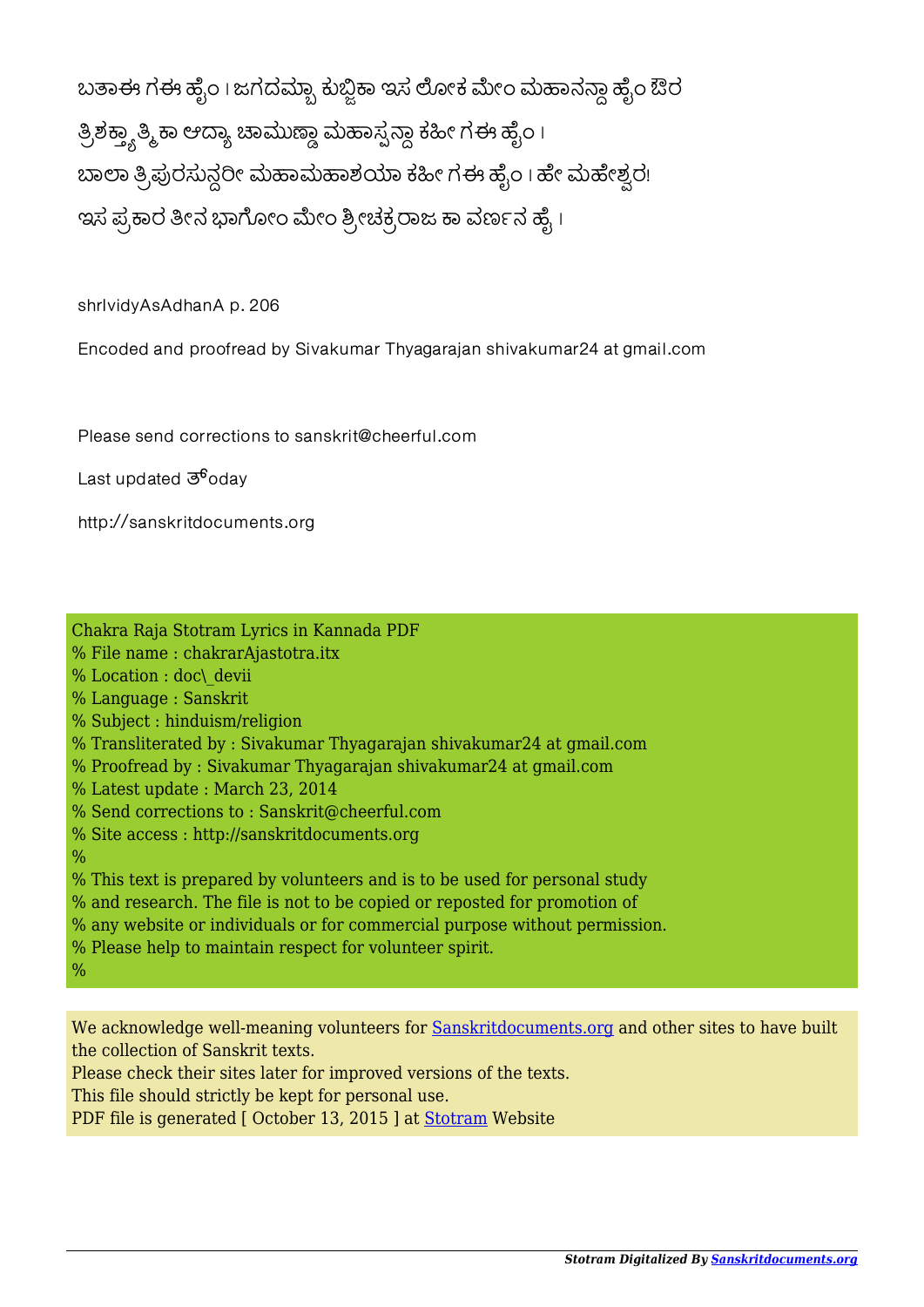ಬತಾಈ ಗಈ ಹೈಂ । ಜಗದಮ್ಬಾ ಕುಬ್ಜಿಕಾ ಇಸ ಲೋಕ ಮೇಂ ಮಹಾನನ್ದಾ ಹೈಂ ಔರ
ತ್ರಿಶಕ್ತ್ಯಾತ್ಮಿಕಾ ಆದ್ಯಾ ಚಾಮುಣ್ಡಾ ಮಹಾಸ್ವನ್ದಾ ಕಹೀ ಗಈ ಹೈಂ ।
ಬಾಲಾ ತ್ರಿಪುರಸುನ್ದರೀ ಮಹಾಮಹಾಶಯಾ ಕಹೀ ಗಈ ಹೈಂ । ಹೇ ಮಹೇಶ್ವರ!
ಇಸ ಪ್ರಕಾರ ತೀನ ಭಾಗೋಂ ಮೇಂ ಶ್ರೀಚಕ್ರರಾಜ ಕಾ ವರ್ಣನ ಹೈ ।

shrIvidyAsAdhanA p. 206

Encoded and proofread by Sivakumar Thyagarajan shivakumar24 at gmail.com

Please send corrections to sanskrit@cheerful.com

Last updated ತ್oday

http://sanskritdocuments.org

Chakra Raja Stotram Lyrics in Kannada PDF
% File name : chakrarAjastotra.itx
% Location : doc\_devii
% Language : Sanskrit
% Subject : hinduism/religion
% Transliterated by : Sivakumar Thyagarajan shivakumar24 at gmail.com
% Proofread by : Sivakumar Thyagarajan shivakumar24 at gmail.com
% Latest update : March 23, 2014
% Send corrections to : Sanskrit@cheerful.com
% Site access : http://sanskritdocuments.org
%
% This text is prepared by volunteers and is to be used for personal study
% and research. The file is not to be copied or reposted for promotion of
% any website or individuals or for commercial purpose without permission.
% Please help to maintain respect for volunteer spirit.
%

We acknowledge well-meaning volunteers for Sanskritdocuments.org and other sites to have built the collection of Sanskrit texts.
Please check their sites later for improved versions of the texts.
This file should strictly be kept for personal use.
PDF file is generated [ October 13, 2015 ] at Stotram Website